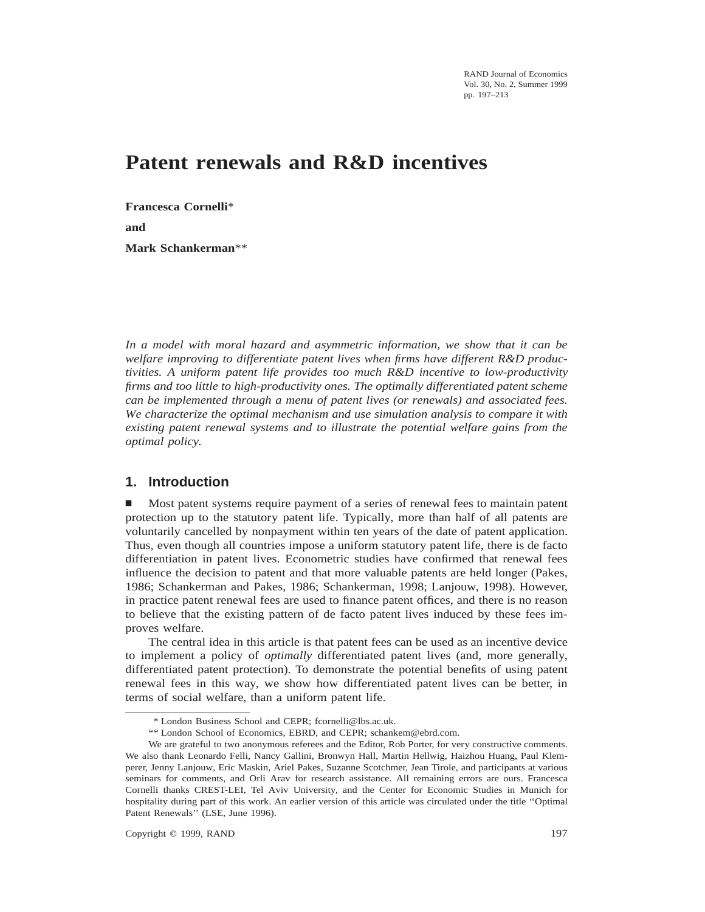# Patent renewals and R&D incentives

**Francesca Cornelli***

**and**

**Mark Schankerman****

*In a model with moral hazard and asymmetric information, we show that it can be welfare improving to differentiate patent lives when firms have different R&D productivities. A uniform patent life provides too much R&D incentive to low-productivity firms and too little to high-productivity ones. The optimally differentiated patent scheme can be implemented through a menu of patent lives (or renewals) and associated fees. We characterize the optimal mechanism and use simulation analysis to compare it with existing patent renewal systems and to illustrate the potential welfare gains from the optimal policy.*

## 1. Introduction

■ Most patent systems require payment of a series of renewal fees to maintain patent protection up to the statutory patent life. Typically, more than half of all patents are voluntarily cancelled by nonpayment within ten years of the date of patent application. Thus, even though all countries impose a uniform statutory patent life, there is de facto differentiation in patent lives. Econometric studies have confirmed that renewal fees influence the decision to patent and that more valuable patents are held longer (Pakes, 1986; Schankerman and Pakes, 1986; Schankerman, 1998; Lanjouw, 1998). However, in practice patent renewal fees are used to finance patent offices, and there is no reason to believe that the existing pattern of de facto patent lives induced by these fees improves welfare.

The central idea in this article is that patent fees can be used as an incentive device to implement a policy of *optimally* differentiated patent lives (and, more generally, differentiated patent protection). To demonstrate the potential benefits of using patent renewal fees in this way, we show how differentiated patent lives can be better, in terms of social welfare, than a uniform patent life.

---

\* London Business School and CEPR; fcornelli@lbs.ac.uk.

\*\* London School of Economics, EBRD, and CEPR; schankem@ebrd.com.

We are grateful to two anonymous referees and the Editor, Rob Porter, for very constructive comments. We also thank Leonardo Felli, Nancy Gallini, Bronwyn Hall, Martin Hellwig, Haizhou Huang, Paul Klemperer, Jenny Lanjouw, Eric Maskin, Ariel Pakes, Suzanne Scotchmer, Jean Tirole, and participants at various seminars for comments, and Orli Arav for research assistance. All remaining errors are ours. Francesca Cornelli thanks CREST-LEI, Tel Aviv University, and the Center for Economic Studies in Munich for hospitality during part of this work. An earlier version of this article was circulated under the title ''Optimal Patent Renewals'' (LSE, June 1996).

Copyright © 1999, RAND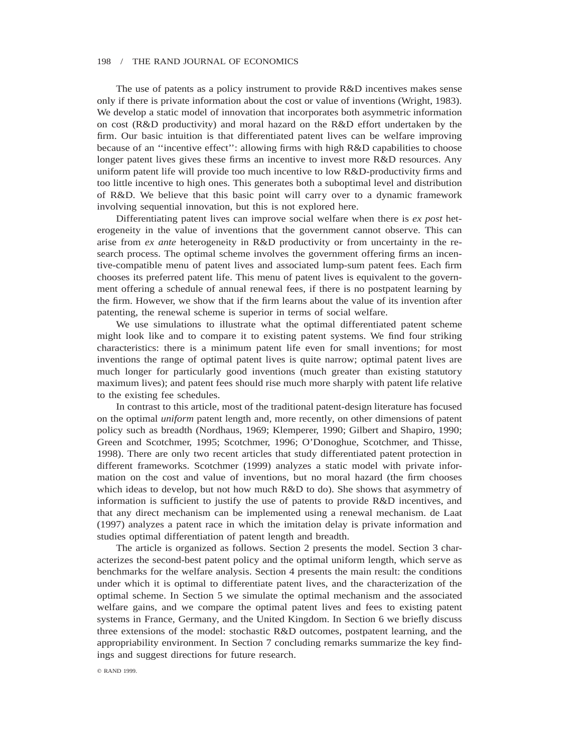The use of patents as a policy instrument to provide R&D incentives makes sense only if there is private information about the cost or value of inventions (Wright, 1983). We develop a static model of innovation that incorporates both asymmetric information on cost (R&D productivity) and moral hazard on the R&D effort undertaken by the firm. Our basic intuition is that differentiated patent lives can be welfare improving because of an ''incentive effect'': allowing firms with high R&D capabilities to choose longer patent lives gives these firms an incentive to invest more R&D resources. Any uniform patent life will provide too much incentive to low R&D-productivity firms and too little incentive to high ones. This generates both a suboptimal level and distribution of R&D. We believe that this basic point will carry over to a dynamic framework involving sequential innovation, but this is not explored here.

Differentiating patent lives can improve social welfare when there is *ex post* heterogeneity in the value of inventions that the government cannot observe. This can arise from *ex ante* heterogeneity in R&D productivity or from uncertainty in the research process. The optimal scheme involves the government offering firms an incentive-compatible menu of patent lives and associated lump-sum patent fees. Each firm chooses its preferred patent life. This menu of patent lives is equivalent to the government offering a schedule of annual renewal fees, if there is no postpatent learning by the firm. However, we show that if the firm learns about the value of its invention after patenting, the renewal scheme is superior in terms of social welfare.

We use simulations to illustrate what the optimal differentiated patent scheme might look like and to compare it to existing patent systems. We find four striking characteristics: there is a minimum patent life even for small inventions; for most inventions the range of optimal patent lives is quite narrow; optimal patent lives are much longer for particularly good inventions (much greater than existing statutory maximum lives); and patent fees should rise much more sharply with patent life relative to the existing fee schedules.

In contrast to this article, most of the traditional patent-design literature has focused on the optimal *uniform* patent length and, more recently, on other dimensions of patent policy such as breadth (Nordhaus, 1969; Klemperer, 1990; Gilbert and Shapiro, 1990; Green and Scotchmer, 1995; Scotchmer, 1996; O'Donoghue, Scotchmer, and Thisse, 1998). There are only two recent articles that study differentiated patent protection in different frameworks. Scotchmer (1999) analyzes a static model with private information on the cost and value of inventions, but no moral hazard (the firm chooses which ideas to develop, but not how much R&D to do). She shows that asymmetry of information is sufficient to justify the use of patents to provide R&D incentives, and that any direct mechanism can be implemented using a renewal mechanism. de Laat (1997) analyzes a patent race in which the imitation delay is private information and studies optimal differentiation of patent length and breadth.

The article is organized as follows. Section 2 presents the model. Section 3 characterizes the second-best patent policy and the optimal uniform length, which serve as benchmarks for the welfare analysis. Section 4 presents the main result: the conditions under which it is optimal to differentiate patent lives, and the characterization of the optimal scheme. In Section 5 we simulate the optimal mechanism and the associated welfare gains, and we compare the optimal patent lives and fees to existing patent systems in France, Germany, and the United Kingdom. In Section 6 we briefly discuss three extensions of the model: stochastic R&D outcomes, postpatent learning, and the appropriability environment. In Section 7 concluding remarks summarize the key findings and suggest directions for future research.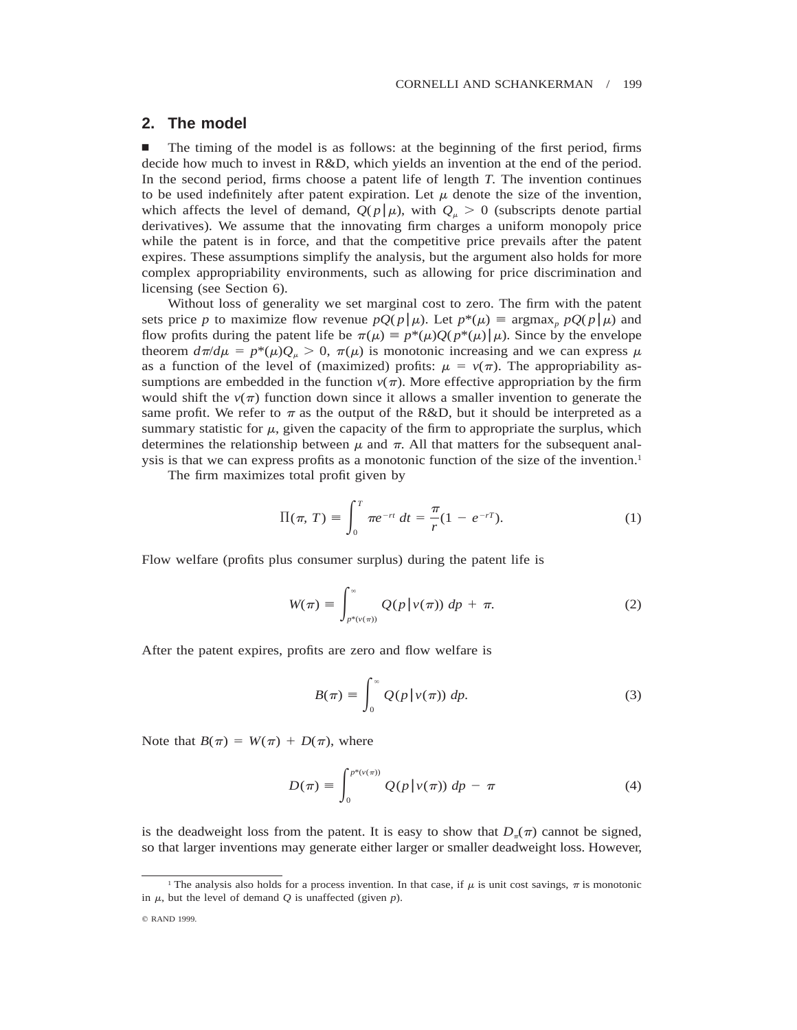## 2. The model

■ The timing of the model is as follows: at the beginning of the first period, firms decide how much to invest in R&D, which yields an invention at the end of the period. In the second period, firms choose a patent life of length $T$. The invention continues to be used indefinitely after patent expiration. Let $\mu$ denote the size of the invention, which affects the level of demand, $Q(p|\mu)$, with $Q_\mu > 0$ (subscripts denote partial derivatives). We assume that the innovating firm charges a uniform monopoly price while the patent is in force, and that the competitive price prevails after the patent expires. These assumptions simplify the analysis, but the argument also holds for more complex appropriability environments, such as allowing for price discrimination and licensing (see Section 6).

Without loss of generality we set marginal cost to zero. The firm with the patent sets price $p$ to maximize flow revenue $pQ(p|\mu)$. Let $p^*(\mu) \equiv \text{argmax}_p\, pQ(p|\mu)$ and flow profits during the patent life be $\pi(\mu) \equiv p^*(\mu)Q(p^*(\mu)|\mu)$. Since by the envelope theorem $d\pi/d\mu = p^*(\mu)Q_\mu > 0$, $\pi(\mu)$ is monotonic increasing and we can express $\mu$ as a function of the level of (maximized) profits: $\mu = v(\pi)$. The appropriability assumptions are embedded in the function $v(\pi)$. More effective appropriation by the firm would shift the $v(\pi)$ function down since it allows a smaller invention to generate the same profit. We refer to $\pi$ as the output of the R&D, but it should be interpreted as a summary statistic for $\mu$, given the capacity of the firm to appropriate the surplus, which determines the relationship between $\mu$ and $\pi$. All that matters for the subsequent analysis is that we can express profits as a monotonic function of the size of the invention.[1]

The firm maximizes total profit given by

$$\Pi(\pi, T) \equiv \int_0^T \pi e^{-rt}\, dt = \frac{\pi}{r}(1 - e^{-rT}). \tag{1}$$

Flow welfare (profits plus consumer surplus) during the patent life is

$$W(\pi) \equiv \int_{p^*(v(\pi))}^{\infty} Q(p|v(\pi))\, dp + \pi. \tag{2}$$

After the patent expires, profits are zero and flow welfare is

$$B(\pi) \equiv \int_0^{\infty} Q(p|v(\pi))\, dp. \tag{3}$$

Note that $B(\pi) = W(\pi) + D(\pi)$, where

$$D(\pi) \equiv \int_0^{p^*(v(\pi))} Q(p|v(\pi))\, dp - \pi \tag{4}$$

is the deadweight loss from the patent. It is easy to show that $D_\pi(\pi)$ cannot be signed, so that larger inventions may generate either larger or smaller deadweight loss. However,

[1] The analysis also holds for a process invention. In that case, if $\mu$ is unit cost savings, $\pi$ is monotonic in $\mu$, but the level of demand $Q$ is unaffected (given $p$).

© RAND 1999.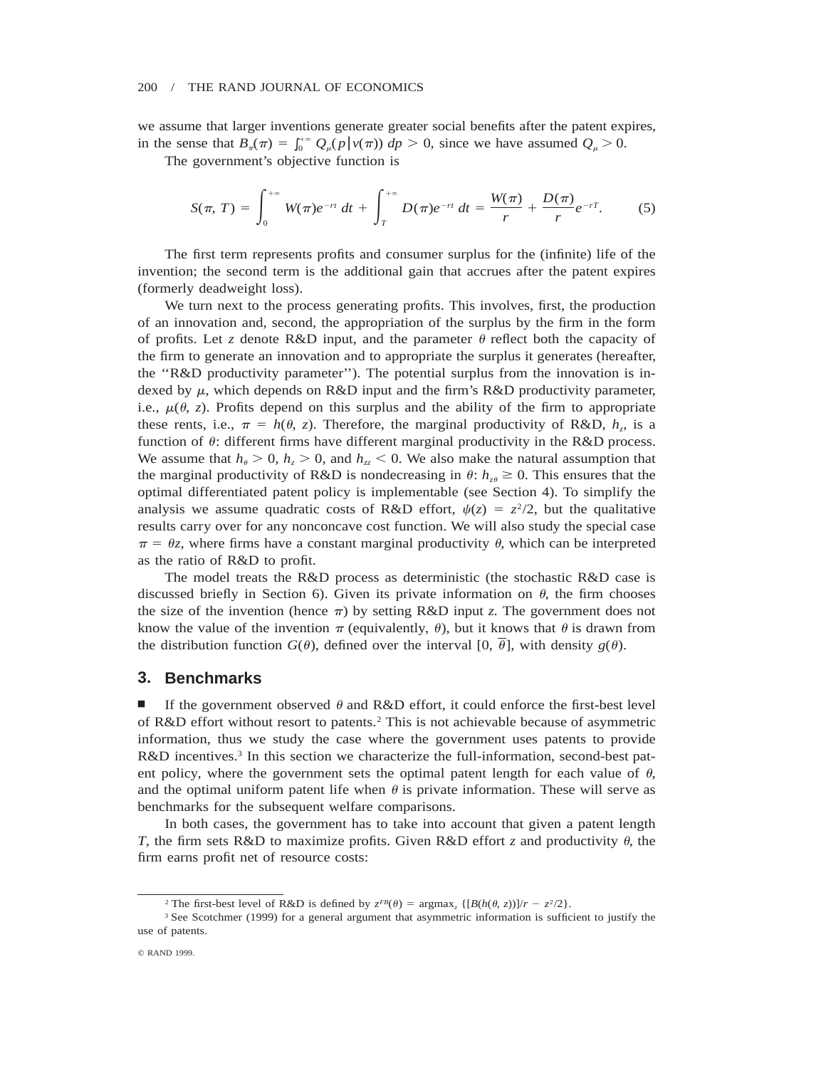we assume that larger inventions generate greater social benefits after the patent expires, in the sense that $B_\pi(\pi) = \int_0^{+\infty} Q_\mu(p|v(\pi))\, dp > 0$, since we have assumed $Q_\mu > 0$.

The government's objective function is

$$S(\pi, T) = \int_0^{+\infty} W(\pi)e^{-rt}\, dt + \int_T^{+\infty} D(\pi)e^{-rt}\, dt = \frac{W(\pi)}{r} + \frac{D(\pi)}{r}e^{-rT}. \tag{5}$$

The first term represents profits and consumer surplus for the (infinite) life of the invention; the second term is the additional gain that accrues after the patent expires (formerly deadweight loss).

We turn next to the process generating profits. This involves, first, the production of an innovation and, second, the appropriation of the surplus by the firm in the form of profits. Let $z$ denote R&D input, and the parameter $\theta$ reflect both the capacity of the firm to generate an innovation and to appropriate the surplus it generates (hereafter, the "R&D productivity parameter"). The potential surplus from the innovation is indexed by $\mu$, which depends on R&D input and the firm's R&D productivity parameter, i.e., $\mu(\theta, z)$. Profits depend on this surplus and the ability of the firm to appropriate these rents, i.e., $\pi = h(\theta, z)$. Therefore, the marginal productivity of R&D, $h_z$, is a function of $\theta$: different firms have different marginal productivity in the R&D process. We assume that $h_\theta > 0$, $h_z > 0$, and $h_{zz} < 0$. We also make the natural assumption that the marginal productivity of R&D is nondecreasing in $\theta$: $h_{z\theta} \geq 0$. This ensures that the optimal differentiated patent policy is implementable (see Section 4). To simplify the analysis we assume quadratic costs of R&D effort, $\psi(z) = z^2/2$, but the qualitative results carry over for any nonconcave cost function. We will also study the special case $\pi = \theta z$, where firms have a constant marginal productivity $\theta$, which can be interpreted as the ratio of R&D to profit.

The model treats the R&D process as deterministic (the stochastic R&D case is discussed briefly in Section 6). Given its private information on $\theta$, the firm chooses the size of the invention (hence $\pi$) by setting R&D input $z$. The government does not know the value of the invention $\pi$ (equivalently, $\theta$), but it knows that $\theta$ is drawn from the distribution function $G(\theta)$, defined over the interval $[0, \overline{\theta}]$, with density $g(\theta)$.

## 3. Benchmarks

■ If the government observed $\theta$ and R&D effort, it could enforce the first-best level of R&D effort without resort to patents.[2] This is not achievable because of asymmetric information, thus we study the case where the government uses patents to provide R&D incentives.[3] In this section we characterize the full-information, second-best patent policy, where the government sets the optimal patent length for each value of $\theta$, and the optimal uniform patent life when $\theta$ is private information. These will serve as benchmarks for the subsequent welfare comparisons.

In both cases, the government has to take into account that given a patent length $T$, the firm sets R&D to maximize profits. Given R&D effort $z$ and productivity $\theta$, the firm earns profit net of resource costs:

---

[2] The first-best level of R&D is defined by $z^{FB}(\theta) = \text{argmax}_z \{[B(h(\theta, z))]/r - z^2/2\}$.

[3] See Scotchmer (1999) for a general argument that asymmetric information is sufficient to justify the use of patents.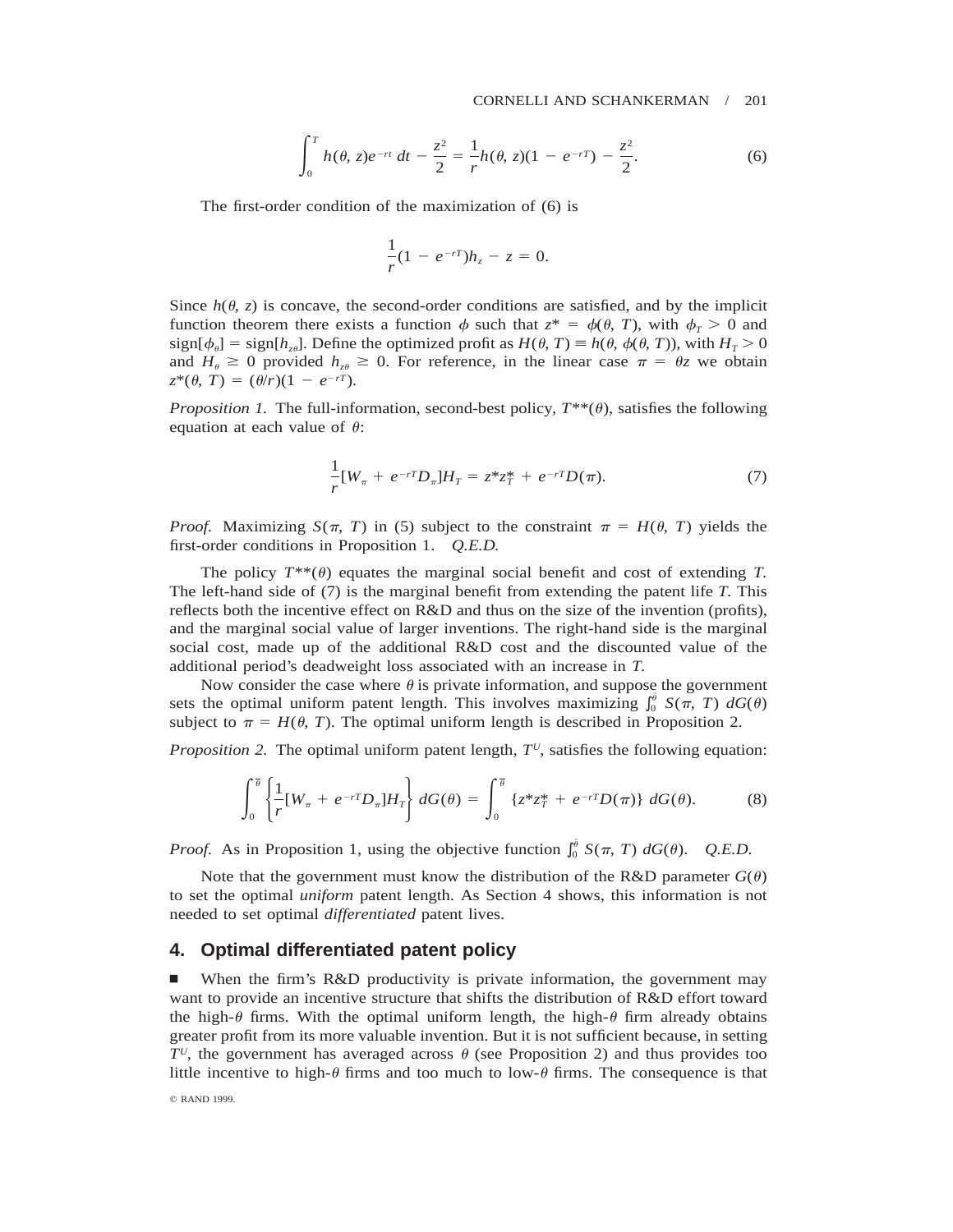$$\int_0^T h(\theta, z)e^{-rt}\,dt - \frac{z^2}{2} = \frac{1}{r}h(\theta, z)(1 - e^{-rT}) - \frac{z^2}{2}. \tag{6}$$

The first-order condition of the maximization of (6) is

$$\frac{1}{r}(1 - e^{-rT})h_z - z = 0.$$

Since $h(\theta, z)$ is concave, the second-order conditions are satisfied, and by the implicit function theorem there exists a function $\phi$ such that $z^* = \phi(\theta, T)$, with $\phi_T > 0$ and $\text{sign}[\phi_\theta] = \text{sign}[h_{z\theta}]$. Define the optimized profit as $H(\theta, T) \equiv h(\theta, \phi(\theta, T))$, with $H_T > 0$ and $H_\theta \geq 0$ provided $h_{z\theta} \geq 0$. For reference, in the linear case $\pi = \theta z$ we obtain $z^*(\theta, T) = (\theta/r)(1 - e^{-rT})$.

*Proposition 1.* The full-information, second-best policy, $T^{**}(\theta)$, satisfies the following equation at each value of $\theta$:

$$\frac{1}{r}[W_\pi + e^{-rT}D_\pi]H_T = z^* z_T^* + e^{-rT}D(\pi). \tag{7}$$

*Proof.* Maximizing $S(\pi, T)$ in (5) subject to the constraint $\pi = H(\theta, T)$ yields the first-order conditions in Proposition 1. *Q.E.D.*

The policy $T^{**}(\theta)$ equates the marginal social benefit and cost of extending $T$. The left-hand side of (7) is the marginal benefit from extending the patent life $T$. This reflects both the incentive effect on R&D and thus on the size of the invention (profits), and the marginal social value of larger inventions. The right-hand side is the marginal social cost, made up of the additional R&D cost and the discounted value of the additional period's deadweight loss associated with an increase in $T$.

Now consider the case where $\theta$ is private information, and suppose the government sets the optimal uniform patent length. This involves maximizing $\int_0^{\bar{\theta}} S(\pi, T)\, dG(\theta)$ subject to $\pi = H(\theta, T)$. The optimal uniform length is described in Proposition 2.

*Proposition 2.* The optimal uniform patent length, $T^U$, satisfies the following equation:

$$\int_0^{\bar{\theta}} \left\{\frac{1}{r}[W_\pi + e^{-rT}D_\pi]H_T\right\} dG(\theta) = \int_0^{\bar{\theta}} \{z^* z_T^* + e^{-rT}D(\pi)\}\, dG(\theta). \tag{8}$$

*Proof.* As in Proposition 1, using the objective function $\int_0^{\bar{\theta}} S(\pi, T)\, dG(\theta)$. *Q.E.D.*

Note that the government must know the distribution of the R&D parameter $G(\theta)$ to set the optimal *uniform* patent length. As Section 4 shows, this information is not needed to set optimal *differentiated* patent lives.

## 4. Optimal differentiated patent policy

■ When the firm's R&D productivity is private information, the government may want to provide an incentive structure that shifts the distribution of R&D effort toward the high-$\theta$ firms. With the optimal uniform length, the high-$\theta$ firm already obtains greater profit from its more valuable invention. But it is not sufficient because, in setting $T^U$, the government has averaged across $\theta$ (see Proposition 2) and thus provides too little incentive to high-$\theta$ firms and too much to low-$\theta$ firms. The consequence is that

© RAND 1999.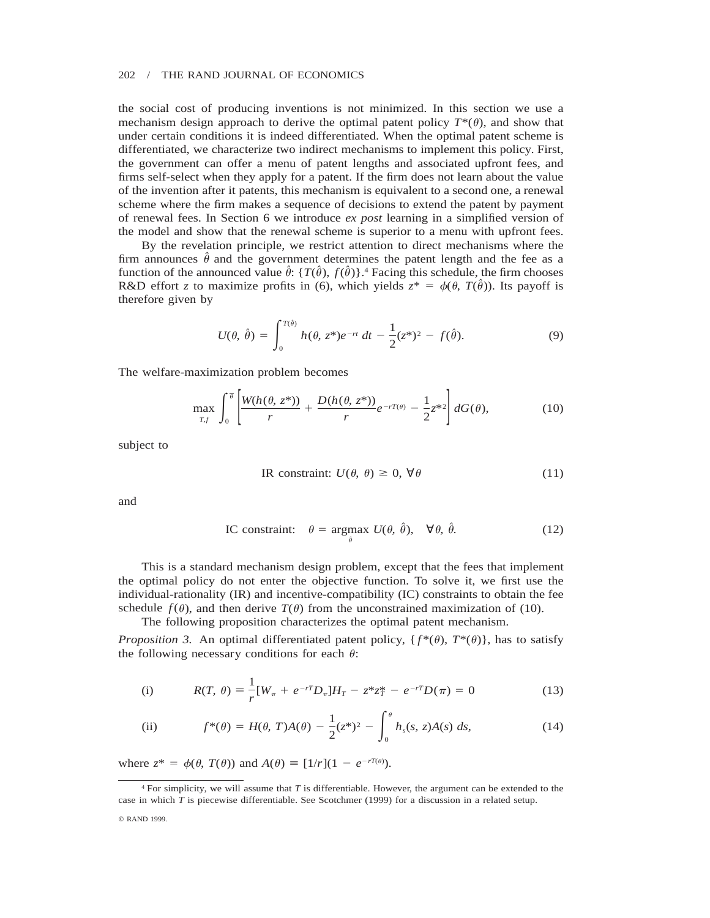the social cost of producing inventions is not minimized. In this section we use a mechanism design approach to derive the optimal patent policy $T^*(\theta)$, and show that under certain conditions it is indeed differentiated. When the optimal patent scheme is differentiated, we characterize two indirect mechanisms to implement this policy. First, the government can offer a menu of patent lengths and associated upfront fees, and firms self-select when they apply for a patent. If the firm does not learn about the value of the invention after it patents, this mechanism is equivalent to a second one, a renewal scheme where the firm makes a sequence of decisions to extend the patent by payment of renewal fees. In Section 6 we introduce *ex post* learning in a simplified version of the model and show that the renewal scheme is superior to a menu with upfront fees.

By the revelation principle, we restrict attention to direct mechanisms where the firm announces $\hat{\theta}$ and the government determines the patent length and the fee as a function of the announced value $\hat{\theta}$: $\{T(\hat{\theta}), f(\hat{\theta})\}$.[4] Facing this schedule, the firm chooses R&D effort $z$ to maximize profits in (6), which yields $z^* = \phi(\theta, T(\hat{\theta}))$. Its payoff is therefore given by

$$U(\theta, \hat{\theta}) = \int_0^{T(\hat{\theta})} h(\theta, z^*)e^{-rt}\, dt - \frac{1}{2}(z^*)^2 - f(\hat{\theta}). \tag{9}$$

The welfare-maximization problem becomes

$$\max_{T,f} \int_0^{\bar{\theta}} \left[\frac{W(h(\theta, z^*))}{r} + \frac{D(h(\theta, z^*))}{r}e^{-rT(\theta)} - \frac{1}{2}z^{*2}\right] dG(\theta), \tag{10}$$

subject to

$$\text{IR constraint: } U(\theta, \theta) \geq 0, \ \forall \theta \tag{11}$$

and

$$\text{IC constraint:} \quad \theta = \underset{\hat{\theta}}{\operatorname{argmax}}\, U(\theta, \hat{\theta}), \quad \forall \theta, \hat{\theta}. \tag{12}$$

This is a standard mechanism design problem, except that the fees that implement the optimal policy do not enter the objective function. To solve it, we first use the individual-rationality (IR) and incentive-compatibility (IC) constraints to obtain the fee schedule $f(\theta)$, and then derive $T(\theta)$ from the unconstrained maximization of (10).

The following proposition characterizes the optimal patent mechanism.

*Proposition 3.* An optimal differentiated patent policy, $\{f^*(\theta), T^*(\theta)\}$, has to satisfy the following necessary conditions for each $\theta$:

$$\text{(i)} \qquad R(T, \theta) \equiv \frac{1}{r}[W_\pi + e^{-rT}D_\pi]H_T - z^*z_T^* - e^{-rT}D(\pi) = 0 \tag{13}$$

$$\text{(ii)} \qquad f^*(\theta) = H(\theta, T)A(\theta) - \frac{1}{2}(z^*)^2 - \int_0^\theta h_s(s, z)A(s)\, ds, \tag{14}$$

where $z^* = \phi(\theta, T(\theta))$ and $A(\theta) \equiv [1/r](1 - e^{-rT(\theta)})$.

[4] For simplicity, we will assume that $T$ is differentiable. However, the argument can be extended to the case in which $T$ is piecewise differentiable. See Scotchmer (1999) for a discussion in a related setup.

© RAND 1999.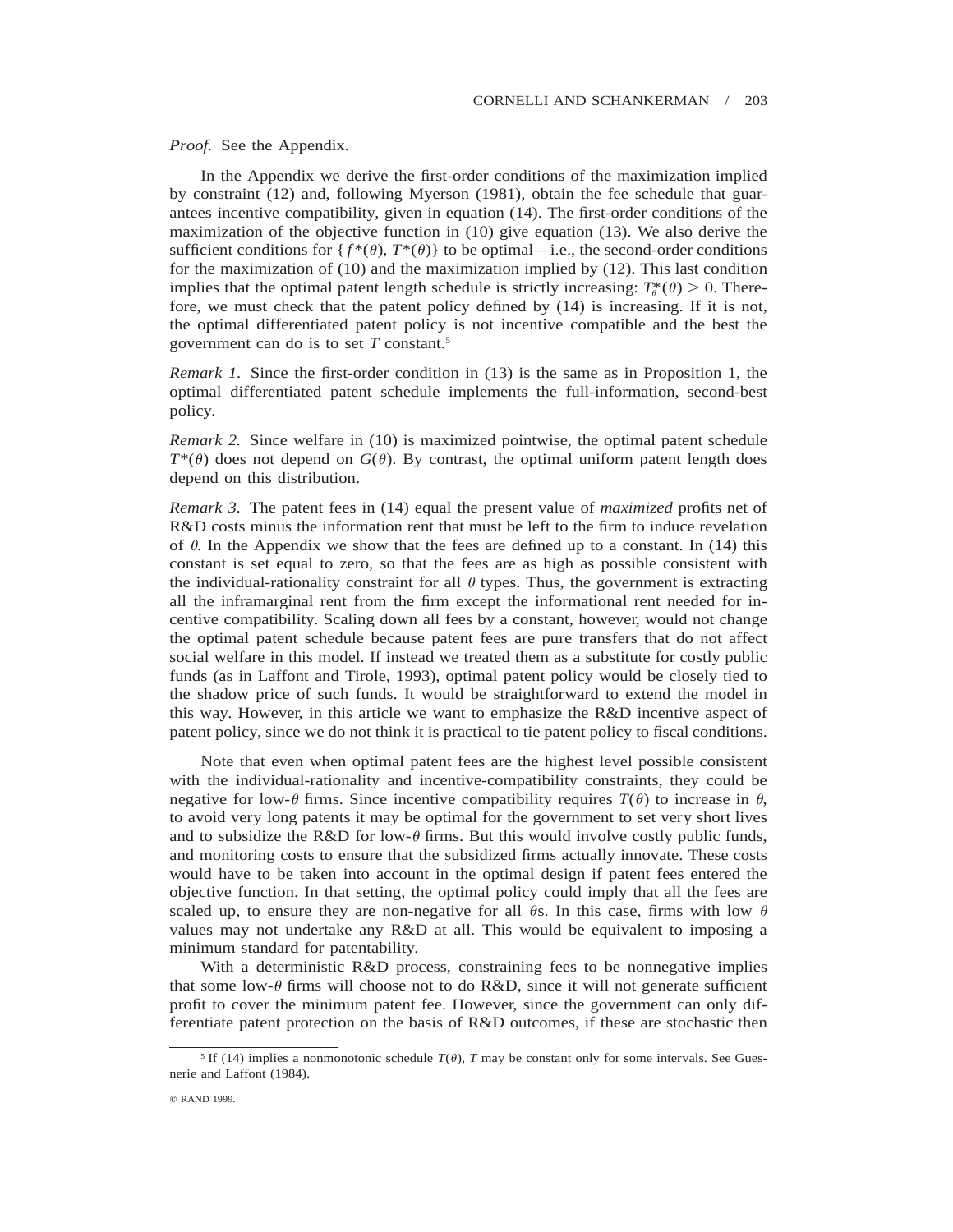*Proof.* See the Appendix.

In the Appendix we derive the first-order conditions of the maximization implied by constraint (12) and, following Myerson (1981), obtain the fee schedule that guarantees incentive compatibility, given in equation (14). The first-order conditions of the maximization of the objective function in (10) give equation (13). We also derive the sufficient conditions for $\{f^*(\theta), T^*(\theta)\}$ to be optimal—i.e., the second-order conditions for the maximization of (10) and the maximization implied by (12). This last condition implies that the optimal patent length schedule is strictly increasing: $T^*_\theta(\theta) > 0$. Therefore, we must check that the patent policy defined by (14) is increasing. If it is not, the optimal differentiated patent policy is not incentive compatible and the best the government can do is to set $T$ constant.[5]

*Remark 1.* Since the first-order condition in (13) is the same as in Proposition 1, the optimal differentiated patent schedule implements the full-information, second-best policy.

*Remark 2.* Since welfare in (10) is maximized pointwise, the optimal patent schedule $T^*(\theta)$ does not depend on $G(\theta)$. By contrast, the optimal uniform patent length does depend on this distribution.

*Remark 3.* The patent fees in (14) equal the present value of *maximized* profits net of R&D costs minus the information rent that must be left to the firm to induce revelation of $\theta$. In the Appendix we show that the fees are defined up to a constant. In (14) this constant is set equal to zero, so that the fees are as high as possible consistent with the individual-rationality constraint for all $\theta$ types. Thus, the government is extracting all the inframarginal rent from the firm except the informational rent needed for incentive compatibility. Scaling down all fees by a constant, however, would not change the optimal patent schedule because patent fees are pure transfers that do not affect social welfare in this model. If instead we treated them as a substitute for costly public funds (as in Laffont and Tirole, 1993), optimal patent policy would be closely tied to the shadow price of such funds. It would be straightforward to extend the model in this way. However, in this article we want to emphasize the R&D incentive aspect of patent policy, since we do not think it is practical to tie patent policy to fiscal conditions.

Note that even when optimal patent fees are the highest level possible consistent with the individual-rationality and incentive-compatibility constraints, they could be negative for low-$\theta$ firms. Since incentive compatibility requires $T(\theta)$ to increase in $\theta$, to avoid very long patents it may be optimal for the government to set very short lives and to subsidize the R&D for low-$\theta$ firms. But this would involve costly public funds, and monitoring costs to ensure that the subsidized firms actually innovate. These costs would have to be taken into account in the optimal design if patent fees entered the objective function. In that setting, the optimal policy could imply that all the fees are scaled up, to ensure they are non-negative for all $\theta$s. In this case, firms with low $\theta$ values may not undertake any R&D at all. This would be equivalent to imposing a minimum standard for patentability.

With a deterministic R&D process, constraining fees to be nonnegative implies that some low-$\theta$ firms will choose not to do R&D, since it will not generate sufficient profit to cover the minimum patent fee. However, since the government can only differentiate patent protection on the basis of R&D outcomes, if these are stochastic then

---

[5] If (14) implies a nonmonotonic schedule $T(\theta)$, $T$ may be constant only for some intervals. See Guesnerie and Laffont (1984).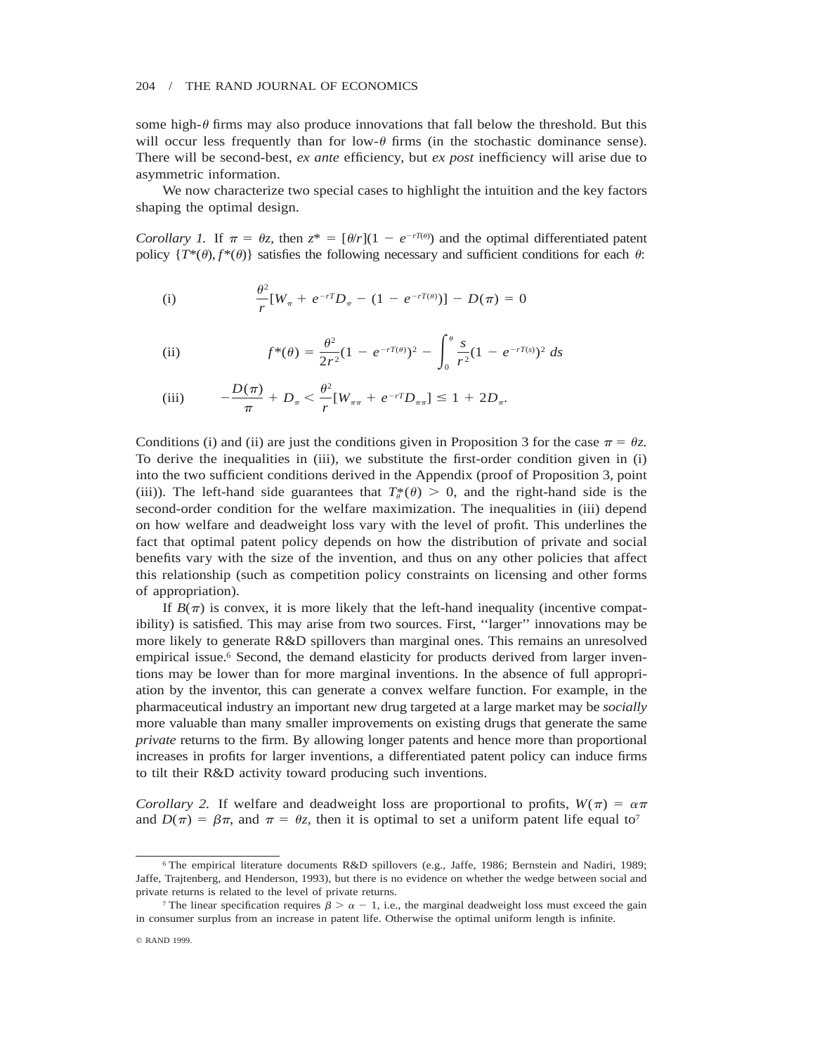some high-$\theta$ firms may also produce innovations that fall below the threshold. But this will occur less frequently than for low-$\theta$ firms (in the stochastic dominance sense). There will be second-best, *ex ante* efficiency, but *ex post* inefficiency will arise due to asymmetric information.

We now characterize two special cases to highlight the intuition and the key factors shaping the optimal design.

*Corollary 1.* If $\pi = \theta z$, then $z^* = [\theta/r](1 - e^{-rT(\theta)})$ and the optimal differentiated patent policy $\{T^*(\theta), f^*(\theta)\}$ satisfies the following necessary and sufficient conditions for each $\theta$:

$$\text{(i)} \qquad \frac{\theta^2}{r}[W_\pi + e^{-rT}D_\pi - (1 - e^{-rT(\theta)})] - D(\pi) = 0$$

$$\text{(ii)} \qquad f^*(\theta) = \frac{\theta^2}{2r^2}(1 - e^{-rT(\theta)})^2 - \int_0^\theta \frac{s}{r^2}(1 - e^{-rT(s)})^2\, ds$$

$$\text{(iii)} \qquad -\frac{D(\pi)}{\pi} + D_\pi < \frac{\theta^2}{r}[W_{\pi\pi} + e^{-rT}D_{\pi\pi}] \leq 1 + 2D_\pi.$$

Conditions (i) and (ii) are just the conditions given in Proposition 3 for the case $\pi = \theta z$. To derive the inequalities in (iii), we substitute the first-order condition given in (i) into the two sufficient conditions derived in the Appendix (proof of Proposition 3, point (iii)). The left-hand side guarantees that $T_\theta^*(\theta) > 0$, and the right-hand side is the second-order condition for the welfare maximization. The inequalities in (iii) depend on how welfare and deadweight loss vary with the level of profit. This underlines the fact that optimal patent policy depends on how the distribution of private and social benefits vary with the size of the invention, and thus on any other policies that affect this relationship (such as competition policy constraints on licensing and other forms of appropriation).

If $B(\pi)$ is convex, it is more likely that the left-hand inequality (incentive compatibility) is satisfied. This may arise from two sources. First, "larger" innovations may be more likely to generate R&D spillovers than marginal ones. This remains an unresolved empirical issue.[6] Second, the demand elasticity for products derived from larger inventions may be lower than for more marginal inventions. In the absence of full appropriation by the inventor, this can generate a convex welfare function. For example, in the pharmaceutical industry an important new drug targeted at a large market may be *socially* more valuable than many smaller improvements on existing drugs that generate the same *private* returns to the firm. By allowing longer patents and hence more than proportional increases in profits for larger inventions, a differentiated patent policy can induce firms to tilt their R&D activity toward producing such inventions.

*Corollary 2.* If welfare and deadweight loss are proportional to profits, $W(\pi) = \alpha\pi$ and $D(\pi) = \beta\pi$, and $\pi = \theta z$, then it is optimal to set a uniform patent life equal to[7]

---

[6] The empirical literature documents R&D spillovers (e.g., Jaffe, 1986; Bernstein and Nadiri, 1989; Jaffe, Trajtenberg, and Henderson, 1993), but there is no evidence on whether the wedge between social and private returns is related to the level of private returns.

[7] The linear specification requires $\beta > \alpha - 1$, i.e., the marginal deadweight loss must exceed the gain in consumer surplus from an increase in patent life. Otherwise the optimal uniform length is infinite.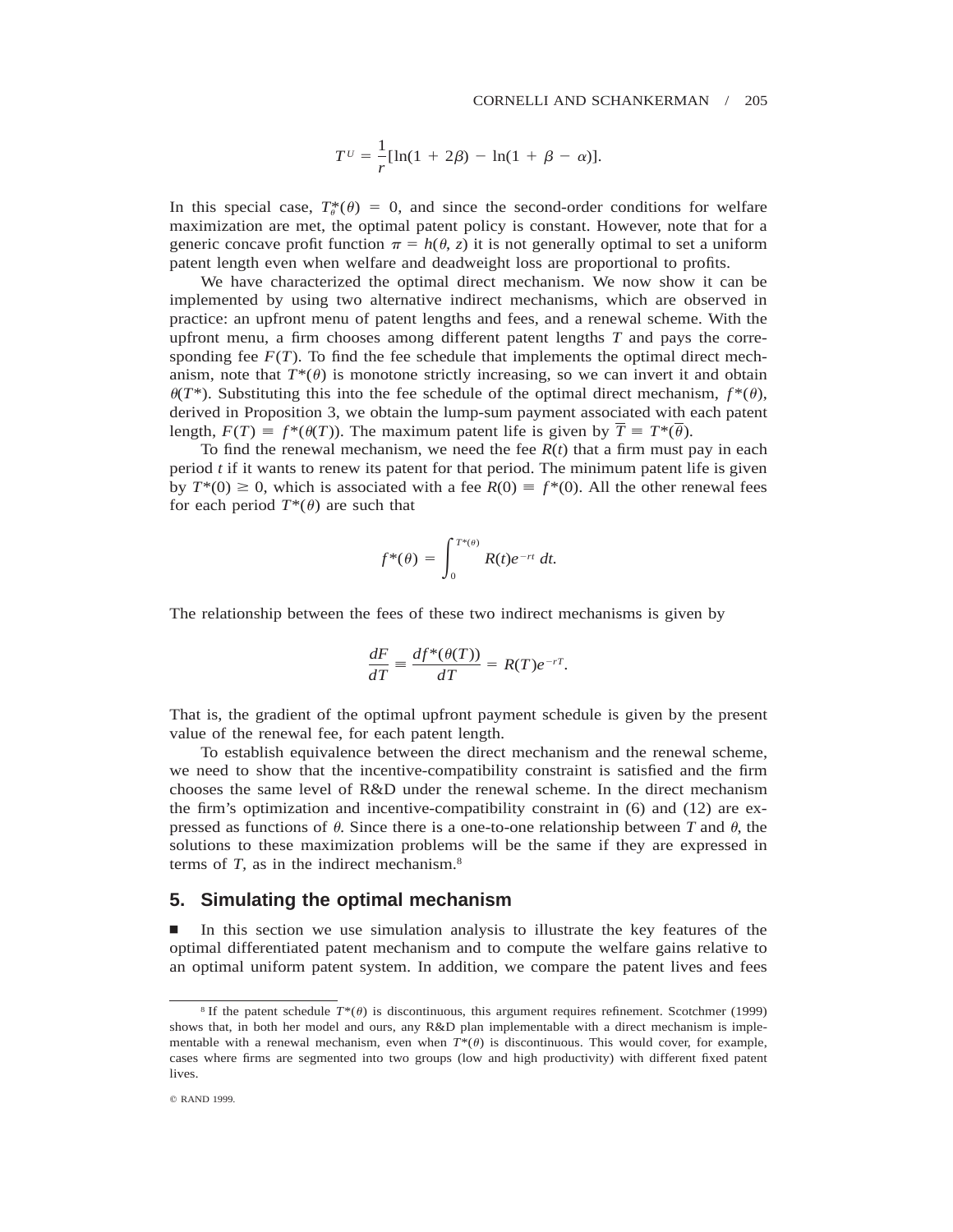$$T^U = \frac{1}{r}[\ln(1 + 2\beta) - \ln(1 + \beta - \alpha)].$$

In this special case, $T^*_\theta(\theta) = 0$, and since the second-order conditions for welfare maximization are met, the optimal patent policy is constant. However, note that for a generic concave profit function $\pi = h(\theta, z)$ it is not generally optimal to set a uniform patent length even when welfare and deadweight loss are proportional to profits.

We have characterized the optimal direct mechanism. We now show it can be implemented by using two alternative indirect mechanisms, which are observed in practice: an upfront menu of patent lengths and fees, and a renewal scheme. With the upfront menu, a firm chooses among different patent lengths $T$ and pays the corresponding fee $F(T)$. To find the fee schedule that implements the optimal direct mechanism, note that $T^*(\theta)$ is monotone strictly increasing, so we can invert it and obtain $\theta(T^*)$. Substituting this into the fee schedule of the optimal direct mechanism, $f^*(\theta)$, derived in Proposition 3, we obtain the lump-sum payment associated with each patent length, $F(T) \equiv f^*(\theta(T))$. The maximum patent life is given by $\overline{T} \equiv T^*(\overline{\theta})$.

To find the renewal mechanism, we need the fee $R(t)$ that a firm must pay in each period $t$ if it wants to renew its patent for that period. The minimum patent life is given by $T^*(0) \geq 0$, which is associated with a fee $R(0) \equiv f^*(0)$. All the other renewal fees for each period $T^*(\theta)$ are such that

$$f^*(\theta) = \int_0^{T^*(\theta)} R(t)e^{-rt}\, dt.$$

The relationship between the fees of these two indirect mechanisms is given by

$$\frac{dF}{dT} \equiv \frac{df^*(\theta(T))}{dT} = R(T)e^{-rT}.$$

That is, the gradient of the optimal upfront payment schedule is given by the present value of the renewal fee, for each patent length.

To establish equivalence between the direct mechanism and the renewal scheme, we need to show that the incentive-compatibility constraint is satisfied and the firm chooses the same level of R&D under the renewal scheme. In the direct mechanism the firm's optimization and incentive-compatibility constraint in (6) and (12) are expressed as functions of $\theta$. Since there is a one-to-one relationship between $T$ and $\theta$, the solutions to these maximization problems will be the same if they are expressed in terms of $T$, as in the indirect mechanism.[8]

## 5. Simulating the optimal mechanism

■ In this section we use simulation analysis to illustrate the key features of the optimal differentiated patent mechanism and to compute the welfare gains relative to an optimal uniform patent system. In addition, we compare the patent lives and fees

[8] If the patent schedule $T^*(\theta)$ is discontinuous, this argument requires refinement. Scotchmer (1999) shows that, in both her model and ours, any R&D plan implementable with a direct mechanism is implementable with a renewal mechanism, even when $T^*(\theta)$ is discontinuous. This would cover, for example, cases where firms are segmented into two groups (low and high productivity) with different fixed patent lives.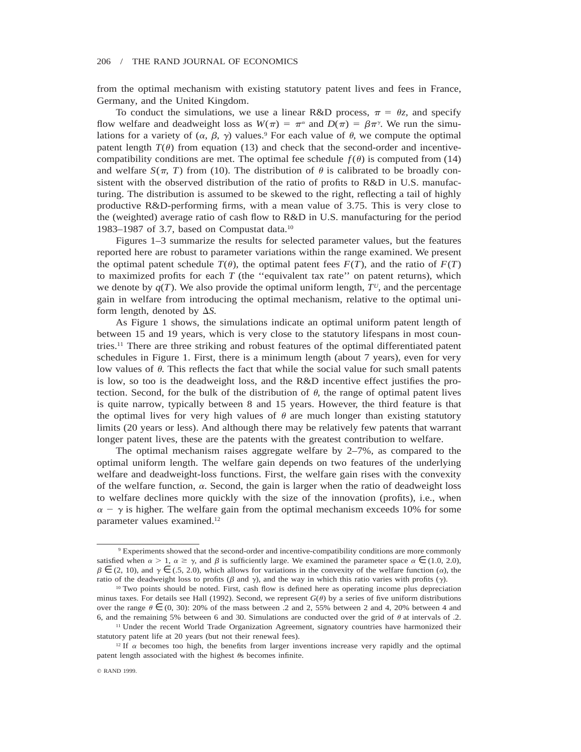from the optimal mechanism with existing statutory patent lives and fees in France, Germany, and the United Kingdom.

To conduct the simulations, we use a linear R&D process, $\pi = \theta z$, and specify flow welfare and deadweight loss as $W(\pi) = \pi^{\alpha}$ and $D(\pi) = \beta\pi^{\gamma}$. We run the simulations for a variety of $(\alpha, \beta, \gamma)$ values.[9] For each value of $\theta$, we compute the optimal patent length $T(\theta)$ from equation (13) and check that the second-order and incentive-compatibility conditions are met. The optimal fee schedule $f(\theta)$ is computed from (14) and welfare $S(\pi, T)$ from (10). The distribution of $\theta$ is calibrated to be broadly consistent with the observed distribution of the ratio of profits to R&D in U.S. manufacturing. The distribution is assumed to be skewed to the right, reflecting a tail of highly productive R&D-performing firms, with a mean value of 3.75. This is very close to the (weighted) average ratio of cash flow to R&D in U.S. manufacturing for the period 1983–1987 of 3.7, based on Compustat data.[10]

Figures 1–3 summarize the results for selected parameter values, but the features reported here are robust to parameter variations within the range examined. We present the optimal patent schedule $T(\theta)$, the optimal patent fees $F(T)$, and the ratio of $F(T)$ to maximized profits for each $T$ (the ''equivalent tax rate'' on patent returns), which we denote by $q(T)$. We also provide the optimal uniform length, $T^{U}$, and the percentage gain in welfare from introducing the optimal mechanism, relative to the optimal uniform length, denoted by $\Delta S$.

As Figure 1 shows, the simulations indicate an optimal uniform patent length of between 15 and 19 years, which is very close to the statutory lifespans in most countries.[11] There are three striking and robust features of the optimal differentiated patent schedules in Figure 1. First, there is a minimum length (about 7 years), even for very low values of $\theta$. This reflects the fact that while the social value for such small patents is low, so too is the deadweight loss, and the R&D incentive effect justifies the protection. Second, for the bulk of the distribution of $\theta$, the range of optimal patent lives is quite narrow, typically between 8 and 15 years. However, the third feature is that the optimal lives for very high values of $\theta$ are much longer than existing statutory limits (20 years or less). And although there may be relatively few patents that warrant longer patent lives, these are the patents with the greatest contribution to welfare.

The optimal mechanism raises aggregate welfare by 2–7%, as compared to the optimal uniform length. The welfare gain depends on two features of the underlying welfare and deadweight-loss functions. First, the welfare gain rises with the convexity of the welfare function, $\alpha$. Second, the gain is larger when the ratio of deadweight loss to welfare declines more quickly with the size of the innovation (profits), i.e., when $\alpha - \gamma$ is higher. The welfare gain from the optimal mechanism exceeds 10% for some parameter values examined.[12]

---

[9] Experiments showed that the second-order and incentive-compatibility conditions are more commonly satisfied when $\alpha > 1$, $\alpha \geq \gamma$, and $\beta$ is sufficiently large. We examined the parameter space $\alpha \in (1.0, 2.0)$, $\beta \in (2, 10)$, and $\gamma \in (.5, 2.0)$, which allows for variations in the convexity of the welfare function ($\alpha$), the ratio of the deadweight loss to profits ($\beta$ and $\gamma$), and the way in which this ratio varies with profits ($\gamma$).

[10] Two points should be noted. First, cash flow is defined here as operating income plus depreciation minus taxes. For details see Hall (1992). Second, we represent $G(\theta)$ by a series of five uniform distributions over the range $\theta \in (0, 30)$: 20% of the mass between .2 and 2, 55% between 2 and 4, 20% between 4 and 6, and the remaining 5% between 6 and 30. Simulations are conducted over the grid of $\theta$ at intervals of .2.

[11] Under the recent World Trade Organization Agreement, signatory countries have harmonized their statutory patent life at 20 years (but not their renewal fees).

[12] If $\alpha$ becomes too high, the benefits from larger inventions increase very rapidly and the optimal patent length associated with the highest $\theta$s becomes infinite.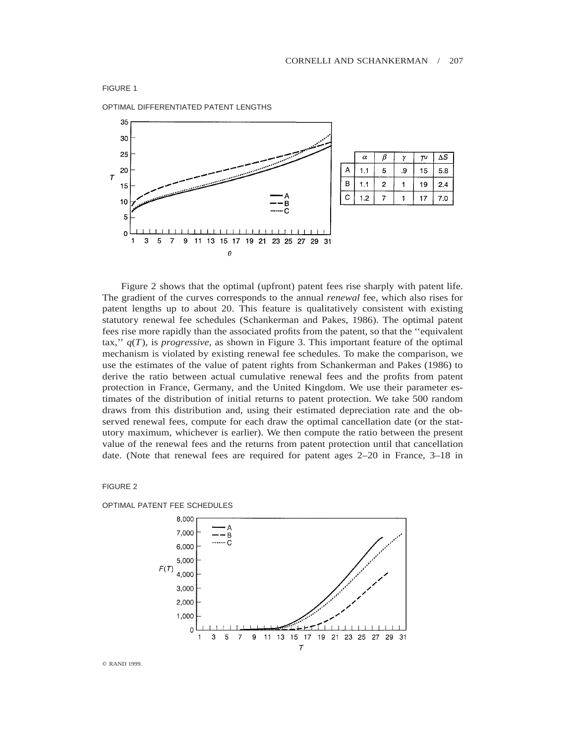FIGURE 1

OPTIMAL DIFFERENTIATED PATENT LENGTHS

|   | $\alpha$ | $\beta$ | $\gamma$ | $T^u$ | $\Delta S$ |
|---|---|---|---|---|---|
| A | 1.1 | 5 | .9 | 15 | 5.8 |
| B | 1.1 | 2 | 1 | 19 | 2.4 |
| C | 1.2 | 7 | 1 | 17 | 7.0 |

Figure 2 shows that the optimal (upfront) patent fees rise sharply with patent life. The gradient of the curves corresponds to the annual *renewal* fee, which also rises for patent lengths up to about 20. This feature is qualitatively consistent with existing statutory renewal fee schedules (Schankerman and Pakes, 1986). The optimal patent fees rise more rapidly than the associated profits from the patent, so that the "equivalent tax," $q(T)$, is *progressive*, as shown in Figure 3. This important feature of the optimal mechanism is violated by existing renewal fee schedules. To make the comparison, we use the estimates of the value of patent rights from Schankerman and Pakes (1986) to derive the ratio between actual cumulative renewal fees and the profits from patent protection in France, Germany, and the United Kingdom. We use their parameter estimates of the distribution of initial returns to patent protection. We take 500 random draws from this distribution and, using their estimated depreciation rate and the observed renewal fees, compute for each draw the optimal cancellation date (or the statutory maximum, whichever is earlier). We then compute the ratio between the present value of the renewal fees and the returns from patent protection until that cancellation date. (Note that renewal fees are required for patent ages 2–20 in France, 3–18 in

FIGURE 2

OPTIMAL PATENT FEE SCHEDULES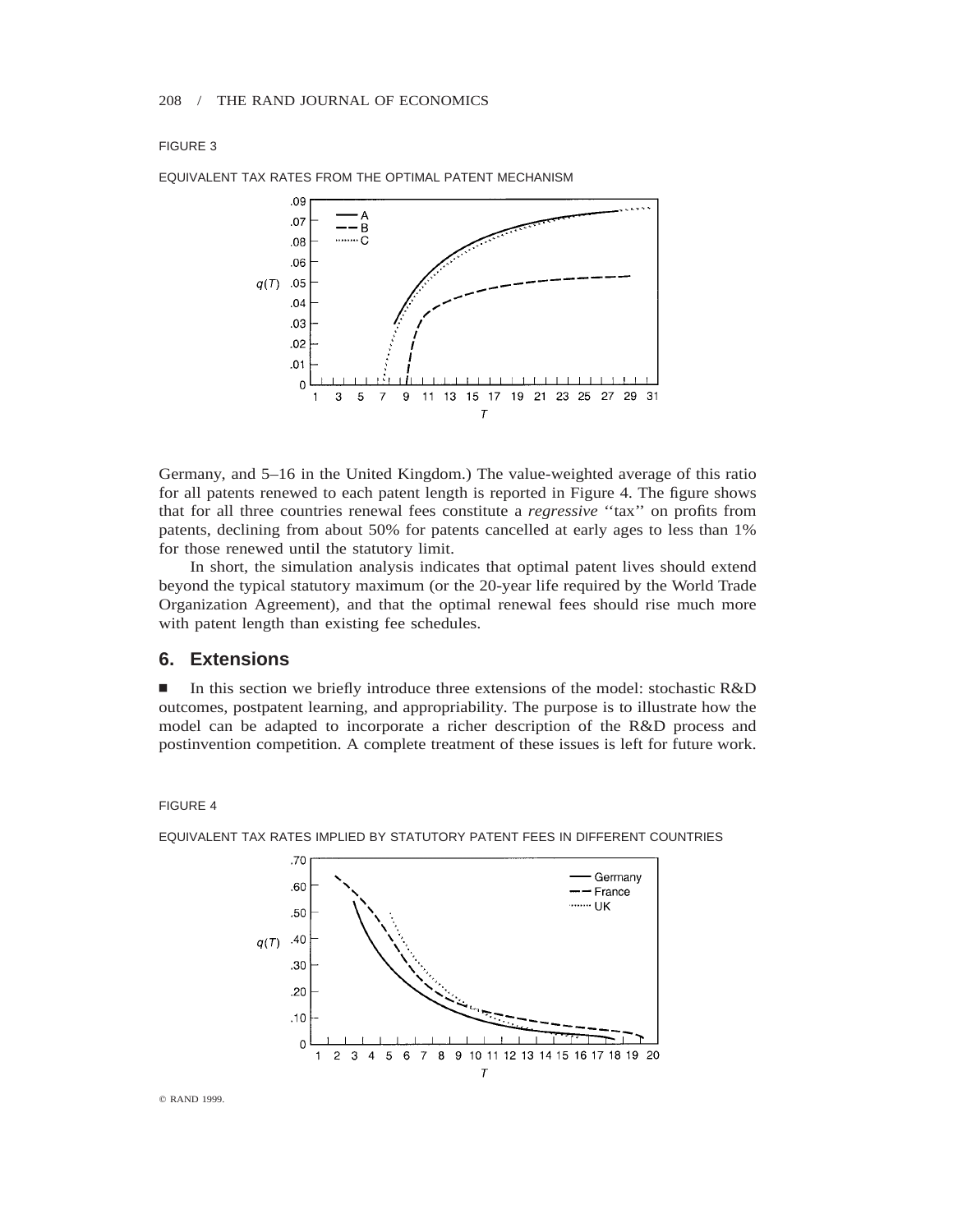FIGURE 3

EQUIVALENT TAX RATES FROM THE OPTIMAL PATENT MECHANISM

Germany, and 5–16 in the United Kingdom.) The value-weighted average of this ratio for all patents renewed to each patent length is reported in Figure 4. The figure shows that for all three countries renewal fees constitute a *regressive* ''tax'' on profits from patents, declining from about 50% for patents cancelled at early ages to less than 1% for those renewed until the statutory limit.

In short, the simulation analysis indicates that optimal patent lives should extend beyond the typical statutory maximum (or the 20-year life required by the World Trade Organization Agreement), and that the optimal renewal fees should rise much more with patent length than existing fee schedules.

## 6. Extensions

■ In this section we briefly introduce three extensions of the model: stochastic R&D outcomes, postpatent learning, and appropriability. The purpose is to illustrate how the model can be adapted to incorporate a richer description of the R&D process and postinvention competition. A complete treatment of these issues is left for future work.

FIGURE 4

EQUIVALENT TAX RATES IMPLIED BY STATUTORY PATENT FEES IN DIFFERENT COUNTRIES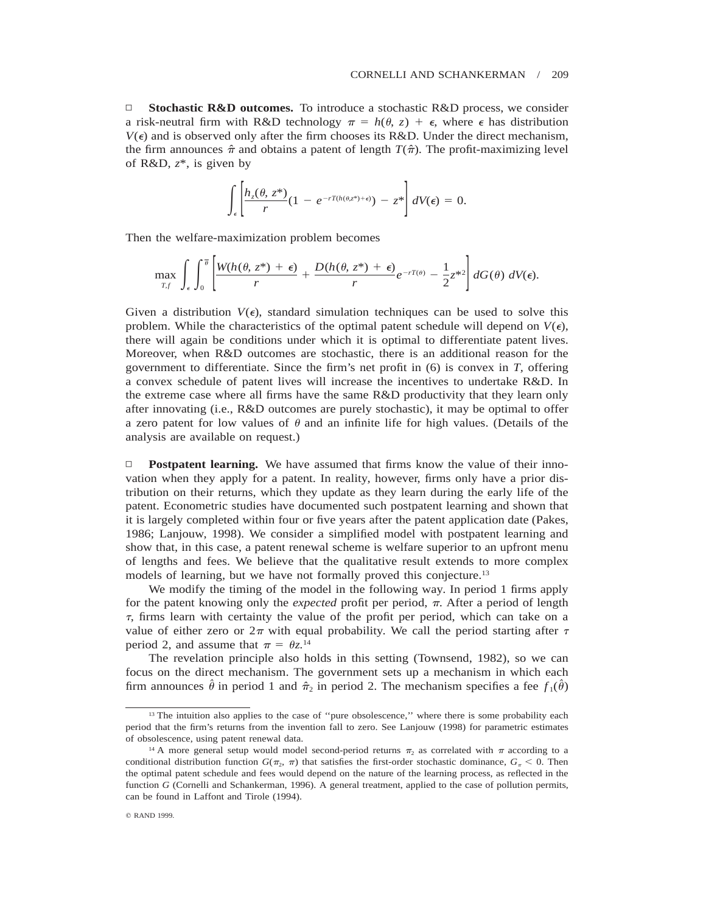□ **Stochastic R&D outcomes.** To introduce a stochastic R&D process, we consider a risk-neutral firm with R&D technology $\pi = h(\theta, z) + \epsilon$, where $\epsilon$ has distribution $V(\epsilon)$ and is observed only after the firm chooses its R&D. Under the direct mechanism, the firm announces $\hat{\pi}$ and obtains a patent of length $T(\hat{\pi})$. The profit-maximizing level of R&D, $z^*$, is given by

$$\int_{\epsilon} \left[ \frac{h_z(\theta, z^*)}{r}(1 - e^{-rT(h(\theta,z^*)+\epsilon)}) - z^* \right] dV(\epsilon) = 0.$$

Then the welfare-maximization problem becomes

$$\max_{T,f} \int_{\epsilon} \int_{0}^{\overline{\theta}} \left[ \frac{W(h(\theta, z^*) + \epsilon)}{r} + \frac{D(h(\theta, z^*) + \epsilon)}{r} e^{-rT(\theta)} - \frac{1}{2} z^{*2} \right] dG(\theta)\, dV(\epsilon).$$

Given a distribution $V(\epsilon)$, standard simulation techniques can be used to solve this problem. While the characteristics of the optimal patent schedule will depend on $V(\epsilon)$, there will again be conditions under which it is optimal to differentiate patent lives. Moreover, when R&D outcomes are stochastic, there is an additional reason for the government to differentiate. Since the firm's net profit in (6) is convex in $T$, offering a convex schedule of patent lives will increase the incentives to undertake R&D. In the extreme case where all firms have the same R&D productivity that they learn only after innovating (i.e., R&D outcomes are purely stochastic), it may be optimal to offer a zero patent for low values of $\theta$ and an infinite life for high values. (Details of the analysis are available on request.)

□ **Postpatent learning.** We have assumed that firms know the value of their innovation when they apply for a patent. In reality, however, firms only have a prior distribution on their returns, which they update as they learn during the early life of the patent. Econometric studies have documented such postpatent learning and shown that it is largely completed within four or five years after the patent application date (Pakes, 1986; Lanjouw, 1998). We consider a simplified model with postpatent learning and show that, in this case, a patent renewal scheme is welfare superior to an upfront menu of lengths and fees. We believe that the qualitative result extends to more complex models of learning, but we have not formally proved this conjecture.[13]

We modify the timing of the model in the following way. In period 1 firms apply for the patent knowing only the *expected* profit per period, $\pi$. After a period of length $\tau$, firms learn with certainty the value of the profit per period, which can take on a value of either zero or $2\pi$ with equal probability. We call the period starting after $\tau$ period 2, and assume that $\pi = \theta z$.[14]

The revelation principle also holds in this setting (Townsend, 1982), so we can focus on the direct mechanism. The government sets up a mechanism in which each firm announces $\hat{\theta}$ in period 1 and $\hat{\pi}_2$ in period 2. The mechanism specifies a fee $f_1(\hat{\theta})$

---

[13] The intuition also applies to the case of ''pure obsolescence,'' where there is some probability each period that the firm's returns from the invention fall to zero. See Lanjouw (1998) for parametric estimates of obsolescence, using patent renewal data.

[14] A more general setup would model second-period returns $\pi_2$ as correlated with $\pi$ according to a conditional distribution function $G(\pi_2, \pi)$ that satisfies the first-order stochastic dominance, $G_\pi < 0$. Then the optimal patent schedule and fees would depend on the nature of the learning process, as reflected in the function $G$ (Cornelli and Schankerman, 1996). A general treatment, applied to the case of pollution permits, can be found in Laffont and Tirole (1994).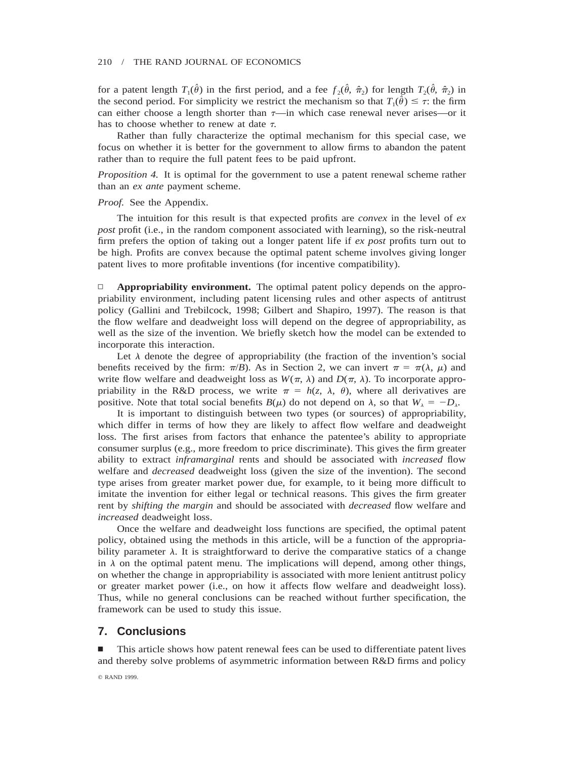for a patent length $T_1(\hat{\theta})$ in the first period, and a fee $f_2(\hat{\theta}, \hat{\pi}_2)$ for length $T_2(\hat{\theta}, \hat{\pi}_2)$ in the second period. For simplicity we restrict the mechanism so that $T_1(\hat{\theta}) \leq \tau$: the firm can either choose a length shorter than $\tau$—in which case renewal never arises—or it has to choose whether to renew at date $\tau$.

Rather than fully characterize the optimal mechanism for this special case, we focus on whether it is better for the government to allow firms to abandon the patent rather than to require the full patent fees to be paid upfront.

*Proposition 4.* It is optimal for the government to use a patent renewal scheme rather than an *ex ante* payment scheme.

*Proof.* See the Appendix.

The intuition for this result is that expected profits are *convex* in the level of *ex post* profit (i.e., in the random component associated with learning), so the risk-neutral firm prefers the option of taking out a longer patent life if *ex post* profits turn out to be high. Profits are convex because the optimal patent scheme involves giving longer patent lives to more profitable inventions (for incentive compatibility).

□ **Appropriability environment.** The optimal patent policy depends on the appropriability environment, including patent licensing rules and other aspects of antitrust policy (Gallini and Trebilcock, 1998; Gilbert and Shapiro, 1997). The reason is that the flow welfare and deadweight loss will depend on the degree of appropriability, as well as the size of the invention. We briefly sketch how the model can be extended to incorporate this interaction.

Let $\lambda$ denote the degree of appropriability (the fraction of the invention's social benefits received by the firm: $\pi/B$). As in Section 2, we can invert $\pi = \pi(\lambda, \mu)$ and write flow welfare and deadweight loss as $W(\pi, \lambda)$ and $D(\pi, \lambda)$. To incorporate appropriability in the R&D process, we write $\pi = h(z, \lambda, \theta)$, where all derivatives are positive. Note that total social benefits $B(\mu)$ do not depend on $\lambda$, so that $W_\lambda = -D_\lambda$.

It is important to distinguish between two types (or sources) of appropriability, which differ in terms of how they are likely to affect flow welfare and deadweight loss. The first arises from factors that enhance the patentee's ability to appropriate consumer surplus (e.g., more freedom to price discriminate). This gives the firm greater ability to extract *inframarginal* rents and should be associated with *increased* flow welfare and *decreased* deadweight loss (given the size of the invention). The second type arises from greater market power due, for example, to it being more difficult to imitate the invention for either legal or technical reasons. This gives the firm greater rent by *shifting the margin* and should be associated with *decreased* flow welfare and *increased* deadweight loss.

Once the welfare and deadweight loss functions are specified, the optimal patent policy, obtained using the methods in this article, will be a function of the appropriability parameter $\lambda$. It is straightforward to derive the comparative statics of a change in $\lambda$ on the optimal patent menu. The implications will depend, among other things, on whether the change in appropriability is associated with more lenient antitrust policy or greater market power (i.e., on how it affects flow welfare and deadweight loss). Thus, while no general conclusions can be reached without further specification, the framework can be used to study this issue.

## 7. Conclusions

■ This article shows how patent renewal fees can be used to differentiate patent lives and thereby solve problems of asymmetric information between R&D firms and policy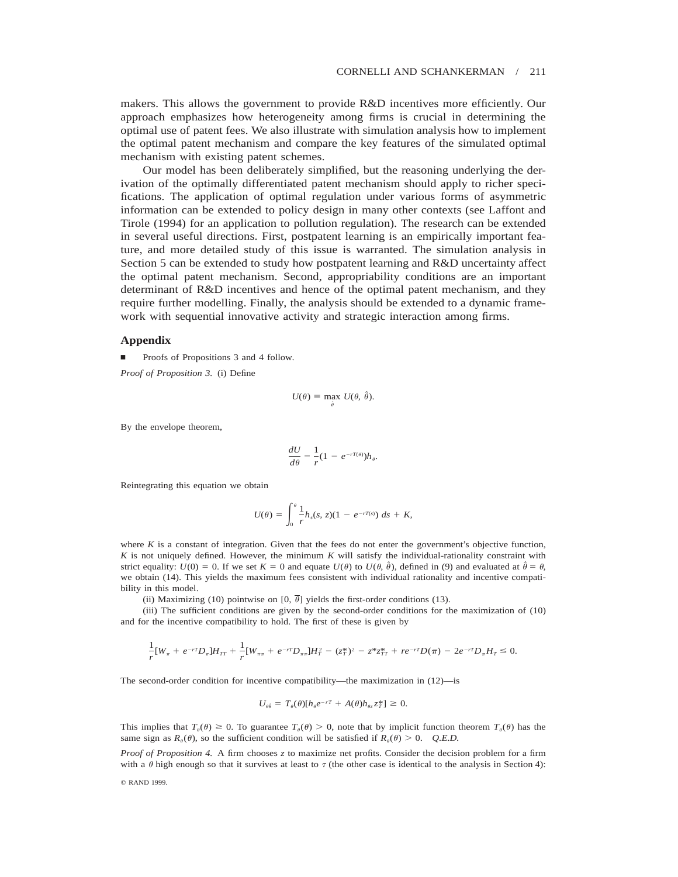makers. This allows the government to provide R&D incentives more efficiently. Our approach emphasizes how heterogeneity among firms is crucial in determining the optimal use of patent fees. We also illustrate with simulation analysis how to implement the optimal patent mechanism and compare the key features of the simulated optimal mechanism with existing patent schemes.

Our model has been deliberately simplified, but the reasoning underlying the derivation of the optimally differentiated patent mechanism should apply to richer specifications. The application of optimal regulation under various forms of asymmetric information can be extended to policy design in many other contexts (see Laffont and Tirole (1994) for an application to pollution regulation). The research can be extended in several useful directions. First, postpatent learning is an empirically important feature, and more detailed study of this issue is warranted. The simulation analysis in Section 5 can be extended to study how postpatent learning and R&D uncertainty affect the optimal patent mechanism. Second, appropriability conditions are an important determinant of R&D incentives and hence of the optimal patent mechanism, and they require further modelling. Finally, the analysis should be extended to a dynamic framework with sequential innovative activity and strategic interaction among firms.

## Appendix

■ Proofs of Propositions 3 and 4 follow.

*Proof of Proposition 3.* (i) Define

$$U(\theta) \equiv \max_{\hat{\theta}} U(\theta, \hat{\theta}).$$

By the envelope theorem,

$$\frac{dU}{d\theta} = \frac{1}{r}(1 - e^{-rT(\theta)})h_\theta.$$

Reintegrating this equation we obtain

$$U(\theta) = \int_0^\theta \frac{1}{r} h_s(s, z)(1 - e^{-rT(s)})\, ds + K,$$

where $K$ is a constant of integration. Given that the fees do not enter the government's objective function, $K$ is not uniquely defined. However, the minimum $K$ will satisfy the individual-rationality constraint with strict equality: $U(0) = 0$. If we set $K = 0$ and equate $U(\theta)$ to $U(\theta, \hat{\theta})$, defined in (9) and evaluated at $\hat{\theta} = \theta$, we obtain (14). This yields the maximum fees consistent with individual rationality and incentive compatibility in this model.

(ii) Maximizing (10) pointwise on $[0, \overline{\theta}]$ yields the first-order conditions (13).

(iii) The sufficient conditions are given by the second-order conditions for the maximization of (10) and for the incentive compatibility to hold. The first of these is given by

$$\frac{1}{r}[W_\pi + e^{-rT}D_\pi]H_{TT} + \frac{1}{r}[W_{\pi\pi} + e^{-rT}D_{\pi\pi}]H_T^2 - (z_T^*)^2 - z^* z_{TT}^* + re^{-rT}D(\pi) - 2e^{-rT}D_\pi H_T \le 0.$$

The second-order condition for incentive compatibility—the maximization in (12)—is

$$U_{\theta\hat{\theta}} = T_\theta(\theta)[h_\theta e^{-rT} + A(\theta)h_{\theta z} z_T^*] \ge 0.$$

This implies that $T_\theta(\theta) \ge 0$. To guarantee $T_\theta(\theta) > 0$, note that by implicit function theorem $T_\theta(\theta)$ has the same sign as $R_\theta(\theta)$, so the sufficient condition will be satisfied if $R_\theta(\theta) > 0$. *Q.E.D.*

*Proof of Proposition 4.* A firm chooses $z$ to maximize net profits. Consider the decision problem for a firm with a $\theta$ high enough so that it survives at least to $\tau$ (the other case is identical to the analysis in Section 4):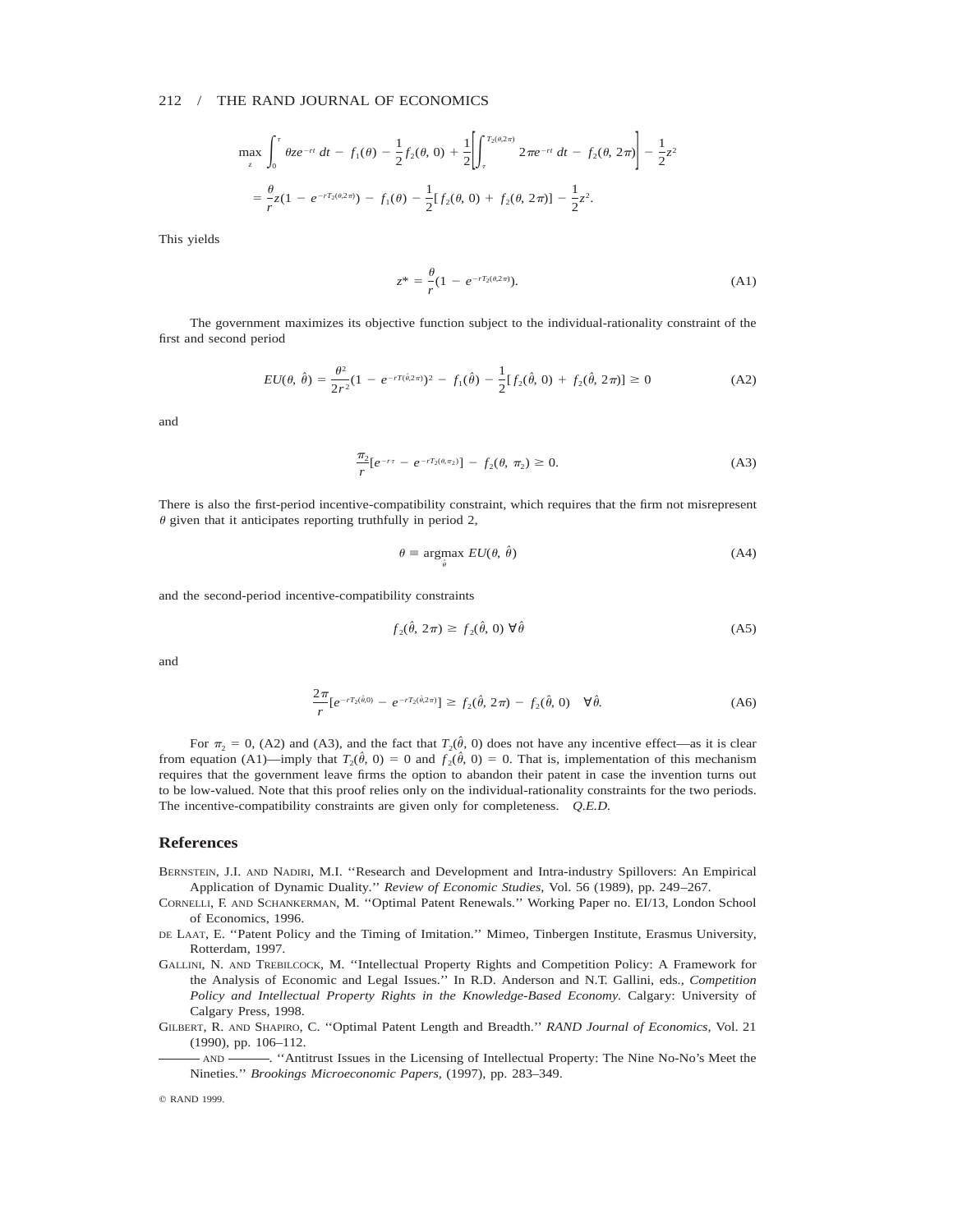$$
\max_z \int_0^\tau \theta z e^{-rt}\, dt - f_1(\theta) - \frac{1}{2} f_2(\theta, 0) + \frac{1}{2}\left[\int_\tau^{T_2(\theta,2\pi)} 2\pi e^{-rt}\, dt - f_2(\theta, 2\pi)\right] - \frac{1}{2}z^2
$$

$$
= \frac{\theta}{r} z(1 - e^{-rT_2(\theta,2\pi)}) - f_1(\theta) - \frac{1}{2}[f_2(\theta, 0) + f_2(\theta, 2\pi)] - \frac{1}{2}z^2.
$$

This yields

$$
z^* = \frac{\theta}{r}(1 - e^{-rT_2(\theta,2\pi)}). \tag{A1}
$$

The government maximizes its objective function subject to the individual-rationality constraint of the first and second period

$$
EU(\theta, \hat{\theta}) = \frac{\theta^2}{2r^2}(1 - e^{-rT(\hat{\theta},2\pi)})^2 - f_1(\hat{\theta}) - \frac{1}{2}[f_2(\hat{\theta}, 0) + f_2(\hat{\theta}, 2\pi)] \geq 0 \tag{A2}
$$

and

$$
\frac{\pi_2}{r}[e^{-r\tau} - e^{-rT_2(\theta,\pi_2)}] - f_2(\theta, \pi_2) \geq 0. \tag{A3}
$$

There is also the first-period incentive-compatibility constraint, which requires that the firm not misrepresent $\theta$ given that it anticipates reporting truthfully in period 2,

$$
\theta \equiv \operatorname*{argmax}_{\hat{\theta}} EU(\theta, \hat{\theta}) \tag{A4}
$$

and the second-period incentive-compatibility constraints

$$
f_2(\hat{\theta}, 2\pi) \geq f_2(\hat{\theta}, 0)\ \forall\hat{\theta} \tag{A5}
$$

and

$$
\frac{2\pi}{r}[e^{-rT_2(\hat{\theta},0)} - e^{-rT_2(\hat{\theta},2\pi)}] \geq f_2(\hat{\theta}, 2\pi) - f_2(\hat{\theta}, 0) \quad \forall\hat{\theta}. \tag{A6}
$$

For $\pi_2 = 0$, (A2) and (A3), and the fact that $T_2(\hat{\theta}, 0)$ does not have any incentive effect—as it is clear from equation (A1)—imply that $T_2(\hat{\theta}, 0) = 0$ and $f_2(\hat{\theta}, 0) = 0$. That is, implementation of this mechanism requires that the government leave firms the option to abandon their patent in case the invention turns out to be low-valued. Note that this proof relies only on the individual-rationality constraints for the two periods. The incentive-compatibility constraints are given only for completeness. *Q.E.D.*

## References

Bernstein, J.I. and Nadiri, M.I. "Research and Development and Intra-industry Spillovers: An Empirical Application of Dynamic Duality." *Review of Economic Studies*, Vol. 56 (1989), pp. 249–267.

Cornelli, F. and Schankerman, M. "Optimal Patent Renewals." Working Paper no. EI/13, London School of Economics, 1996.

de Laat, E. "Patent Policy and the Timing of Imitation." Mimeo, Tinbergen Institute, Erasmus University, Rotterdam, 1997.

Gallini, N. and Trebilcock, M. "Intellectual Property Rights and Competition Policy: A Framework for the Analysis of Economic and Legal Issues." In R.D. Anderson and N.T. Gallini, eds., *Competition Policy and Intellectual Property Rights in the Knowledge-Based Economy.* Calgary: University of Calgary Press, 1998.

Gilbert, R. and Shapiro, C. "Optimal Patent Length and Breadth." *RAND Journal of Economics*, Vol. 21 (1990), pp. 106–112.

——— and ———. "Antitrust Issues in the Licensing of Intellectual Property: The Nine No-No's Meet the Nineties." *Brookings Microeconomic Papers*, (1997), pp. 283–349.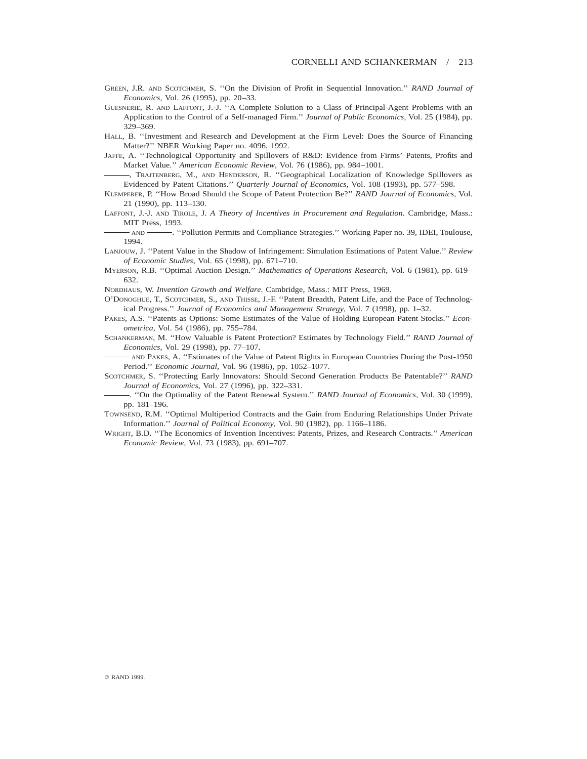GREEN, J.R. AND SCOTCHMER, S. ''On the Division of Profit in Sequential Innovation.'' *RAND Journal of Economics*, Vol. 26 (1995), pp. 20–33.

GUESNERIE, R. AND LAFFONT, J.-J. ''A Complete Solution to a Class of Principal-Agent Problems with an Application to the Control of a Self-managed Firm.'' *Journal of Public Economics*, Vol. 25 (1984), pp. 329–369.

HALL, B. ''Investment and Research and Development at the Firm Level: Does the Source of Financing Matter?'' NBER Working Paper no. 4096, 1992.

JAFFE, A. ''Technological Opportunity and Spillovers of R&D: Evidence from Firms' Patents, Profits and Market Value.'' *American Economic Review*, Vol. 76 (1986), pp. 984–1001.

———, TRAJTENBERG, M., AND HENDERSON, R. ''Geographical Localization of Knowledge Spillovers as Evidenced by Patent Citations.'' *Quarterly Journal of Economics*, Vol. 108 (1993), pp. 577–598.

KLEMPERER, P. ''How Broad Should the Scope of Patent Protection Be?'' *RAND Journal of Economics*, Vol. 21 (1990), pp. 113–130.

LAFFONT, J.-J. AND TIROLE, J. *A Theory of Incentives in Procurement and Regulation.* Cambridge, Mass.: MIT Press, 1993.

——— AND ———. ''Pollution Permits and Compliance Strategies.'' Working Paper no. 39, IDEI, Toulouse, 1994.

LANJOUW, J. ''Patent Value in the Shadow of Infringement: Simulation Estimations of Patent Value.'' *Review of Economic Studies*, Vol. 65 (1998), pp. 671–710.

MYERSON, R.B. ''Optimal Auction Design.'' *Mathematics of Operations Research*, Vol. 6 (1981), pp. 619–632.

NORDHAUS, W. *Invention Growth and Welfare.* Cambridge, Mass.: MIT Press, 1969.

O'DONOGHUE, T., SCOTCHMER, S., AND THISSE, J.-F. ''Patent Breadth, Patent Life, and the Pace of Technological Progress.'' *Journal of Economics and Management Strategy*, Vol. 7 (1998), pp. 1–32.

PAKES, A.S. ''Patents as Options: Some Estimates of the Value of Holding European Patent Stocks.'' *Econometrica*, Vol. 54 (1986), pp. 755–784.

SCHANKERMAN, M. ''How Valuable is Patent Protection? Estimates by Technology Field.'' *RAND Journal of Economics*, Vol. 29 (1998), pp. 77–107.

——— AND PAKES, A. ''Estimates of the Value of Patent Rights in European Countries During the Post-1950 Period.'' *Economic Journal*, Vol. 96 (1986), pp. 1052–1077.

SCOTCHMER, S. ''Protecting Early Innovators: Should Second Generation Products Be Patentable?'' *RAND Journal of Economics*, Vol. 27 (1996), pp. 322–331.

———. ''On the Optimality of the Patent Renewal System.'' *RAND Journal of Economics*, Vol. 30 (1999), pp. 181–196.

TOWNSEND, R.M. ''Optimal Multiperiod Contracts and the Gain from Enduring Relationships Under Private Information.'' *Journal of Political Economy*, Vol. 90 (1982), pp. 1166–1186.

WRIGHT, B.D. ''The Economics of Invention Incentives: Patents, Prizes, and Research Contracts.'' *American Economic Review*, Vol. 73 (1983), pp. 691–707.